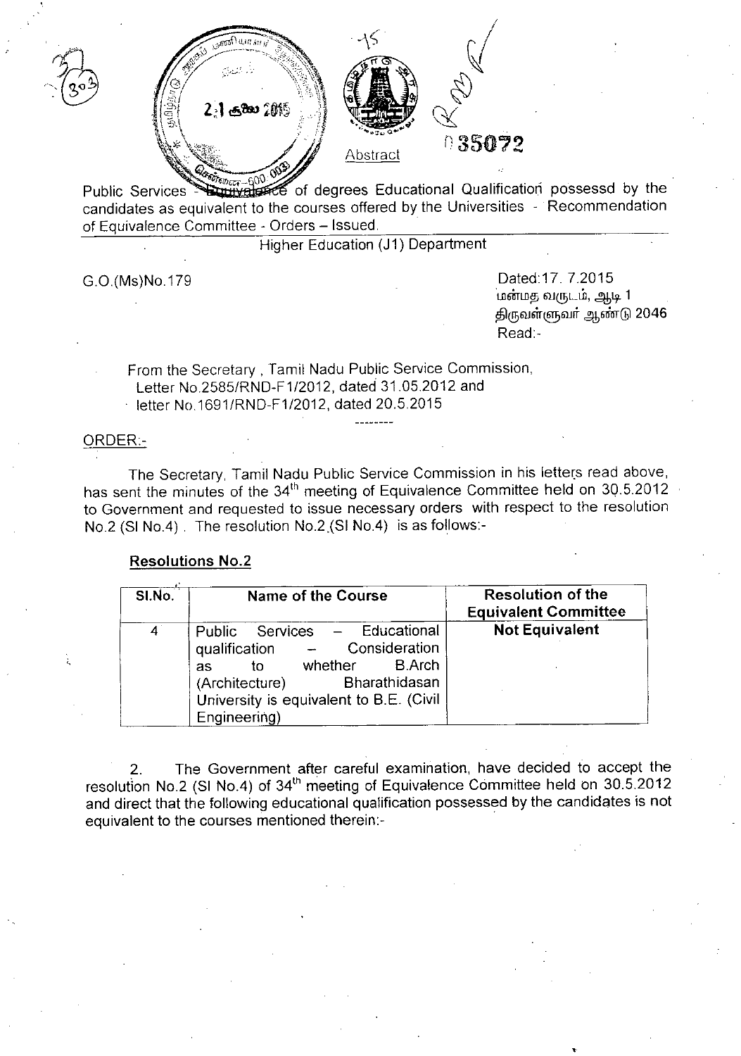Abstract

Public Services - Equivalence of degrees Educational Qualification possessd by the candidates as equivalent to the courses offered by the Universities - Recommendation of Equivalence Committee - Orders – Issued.

Higher Education (J1) Department

G.O.(Ms)No.179

Dated:17. 7.2015
மன்மத வருடம், ஆடி 1
திருவள்ளுவர் ஆண்டு 2046
Read:-

From the Secretary , Tamil Nadu Public Service Commission, Letter No.2585/RND-F1/2012, dated 31.05.2012 and letter No.1691/RND-F1/2012, dated 20.5.2015

---

ORDER:-

The Secretary, Tamil Nadu Public Service Commission in his letters read above, has sent the minutes of the 34th meeting of Equivalence Committee held on 30.5.2012 to Government and requested to issue necessary orders with respect to the resolution No.2 (Sl No.4) . The resolution No.2 (Sl No.4) is as follows:-

**Resolutions No.2**

| Sl.No. | Name of the Course | Resolution of the Equivalent Committee |
|---|---|---|
| 4 | Public Services – Educational qualification – Consideration as to whether B.Arch (Architecture) Bharathidasan University is equivalent to B.E. (Civil Engineering) | **Not Equivalent** |

2. The Government after careful examination, have decided to accept the resolution No.2 (Sl No.4) of 34th meeting of Equivalence Committee held on 30.5.2012 and direct that the following educational qualification possessed by the candidates is not equivalent to the courses mentioned therein:-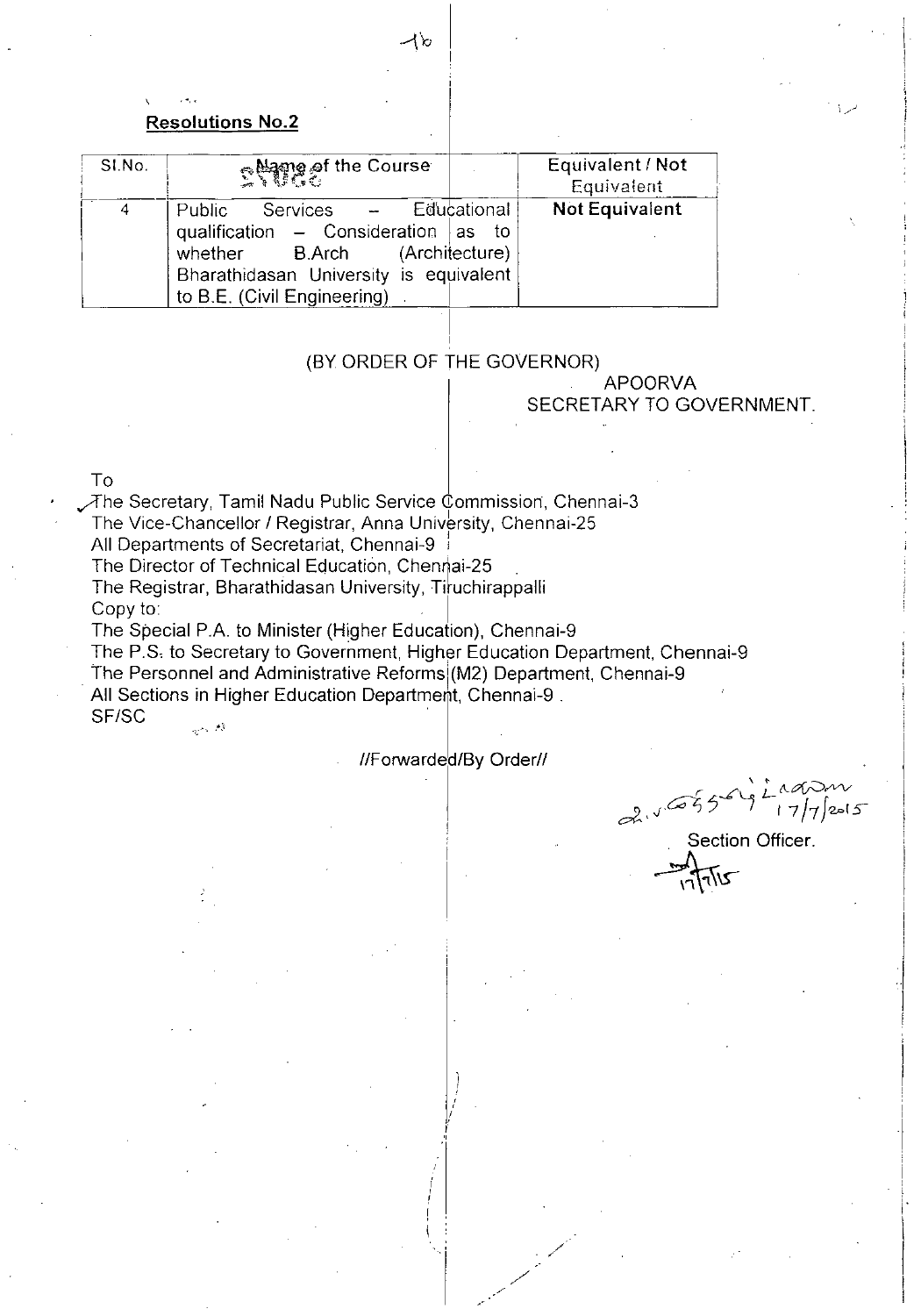**Resolutions No.2**

| Sl.No. | Name of the Course | Equivalent / Not Equivalent |
|---|---|---|
| 4 | Public Services – Educational qualification – Consideration as to whether B.Arch (Architecture) Bharathidasan University is equivalent to B.E. (Civil Engineering) | **Not Equivalent** |

(BY ORDER OF THE GOVERNOR)

APOORVA
SECRETARY TO GOVERNMENT.

To

The Secretary, Tamil Nadu Public Service Commission, Chennai-3
The Vice-Chancellor / Registrar, Anna University, Chennai-25
All Departments of Secretariat, Chennai-9
The Director of Technical Education, Chennai-25
The Registrar, Bharathidasan University, Tiruchirappalli

Copy to:

The Special P.A. to Minister (Higher Education), Chennai-9
The P.S. to Secretary to Government, Higher Education Department, Chennai-9
The Personnel and Administrative Reforms (M2) Department, Chennai-9
All Sections in Higher Education Department, Chennai-9.
SF/SC

//Forwarded/By Order//

17/7/2015

Section Officer.